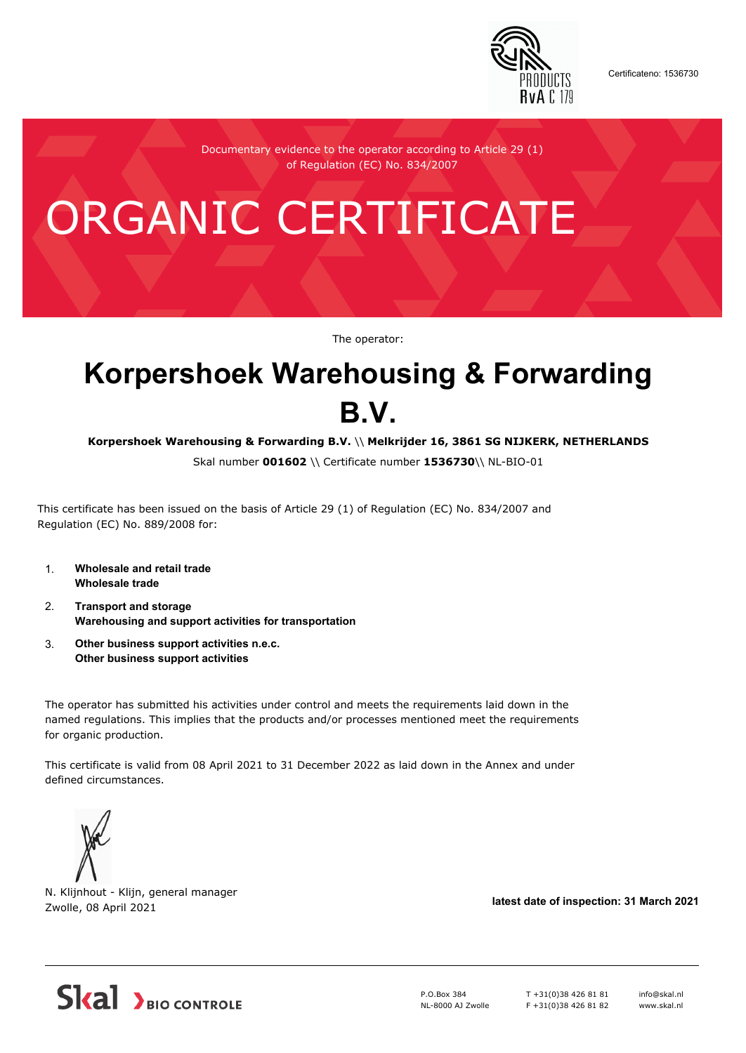Certificateno: 1536730

Documentary evidence to the operator according to Article 29 (1) of Regulation (EC) No. 834/2007

# ORGANIC CERTIFICATE

The operator:

# Korpershoek Warehousing & Forwarding B.V.

**Korpershoek Warehousing & Forwarding B.V.** \\ **Melkrijder 16, 3861 SG NIJKERK, NETHERLANDS**

Skal number **001602** \\ Certificate number **1536730**\\ NL-BIO-01

This certificate has been issued on the basis of Article 29 (1) of Regulation (EC) No. 834/2007 and Regulation (EC) No. 889/2008 for:

1. **Wholesale and retail trade**
   **Wholesale trade**
2. **Transport and storage**
   **Warehousing and support activities for transportation**
3. **Other business support activities n.e.c.**
   **Other business support activities**

The operator has submitted his activities under control and meets the requirements laid down in the named regulations. This implies that the products and/or processes mentioned meet the requirements for organic production.

This certificate is valid from 08 April 2021 to 31 December 2022 as laid down in the Annex and under defined circumstances.

N. Klijnhout - Klijn, general manager
Zwolle, 08 April 2021

**latest date of inspection: 31 March 2021**

Skal BIO CONTROLE

P.O.Box 384
NL-8000 AJ Zwolle

T +31(0)38 426 81 81
F +31(0)38 426 81 82

info@skal.nl
www.skal.nl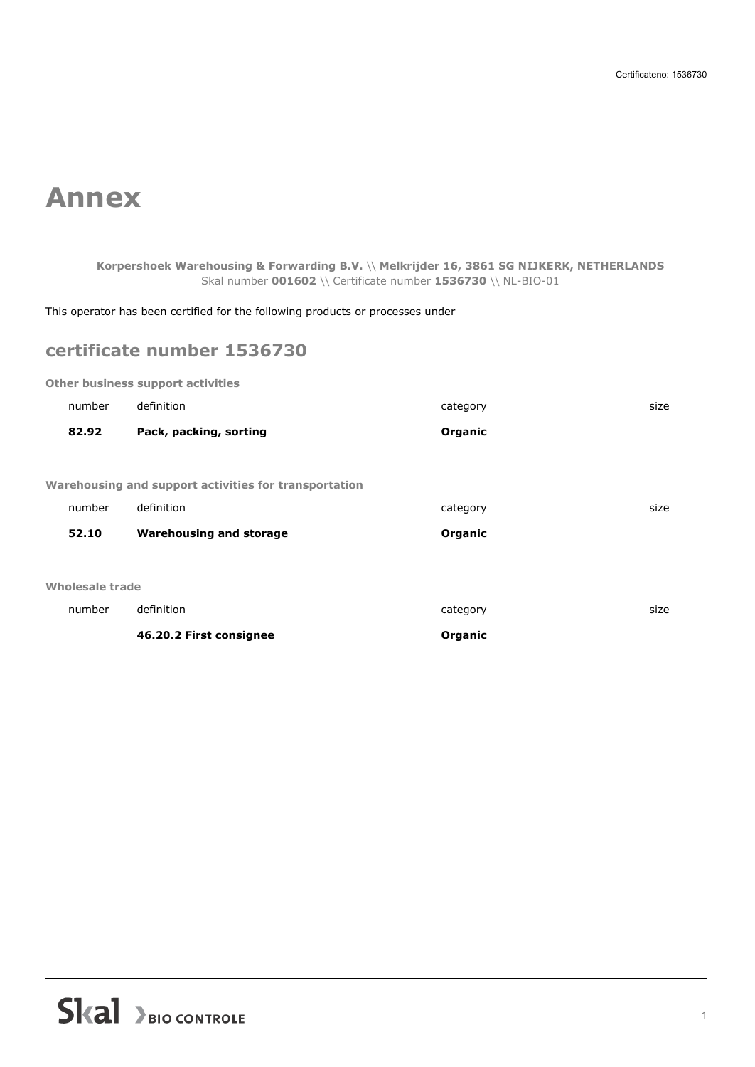Certificateno: 1536730

# Annex

**Korpershoek Warehousing & Forwarding B.V.** \\ **Melkrijder 16, 3861 SG NIJKERK, NETHERLANDS**
Skal number **001602** \\ Certificate number **1536730** \\ NL-BIO-01

This operator has been certified for the following products or processes under

## certificate number 1536730

**Other business support activities**

| number | definition | category | size |
| --- | --- | --- | --- |
| **82.92** | **Pack, packing, sorting** | **Organic** | |

**Warehousing and support activities for transportation**

| number | definition | category | size |
| --- | --- | --- | --- |
| **52.10** | **Warehousing and storage** | **Organic** | |

**Wholesale trade**

| number | definition | category | size |
| --- | --- | --- | --- |
| | **46.20.2 First consignee** | **Organic** | |

Skal BIO CONTROLE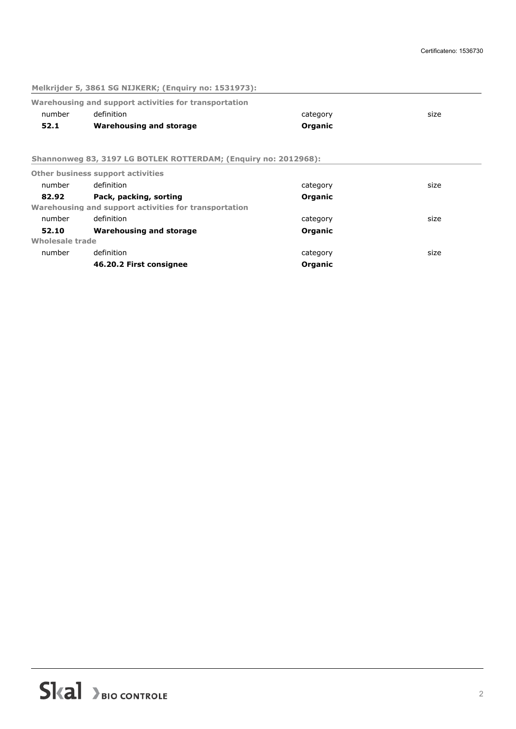**Melkrijder 5, 3861 SG NIJKERK; (Enquiry no: 1531973):**

**Warehousing and support activities for transportation**

| number | definition | category | size |
|---|---|---|---|
| **52.1** | **Warehousing and storage** | **Organic** | |

**Shannonweg 83, 3197 LG BOTLEK ROTTERDAM; (Enquiry no: 2012968):**

**Other business support activities**

| number | definition | category | size |
|---|---|---|---|
| **82.92** | **Pack, packing, sorting** | **Organic** | |

**Warehousing and support activities for transportation**

| number | definition | category | size |
|---|---|---|---|
| **52.10** | **Warehousing and storage** | **Organic** | |

**Wholesale trade**

| number | definition | category | size |
|---|---|---|---|
| | **46.20.2 First consignee** | **Organic** | |